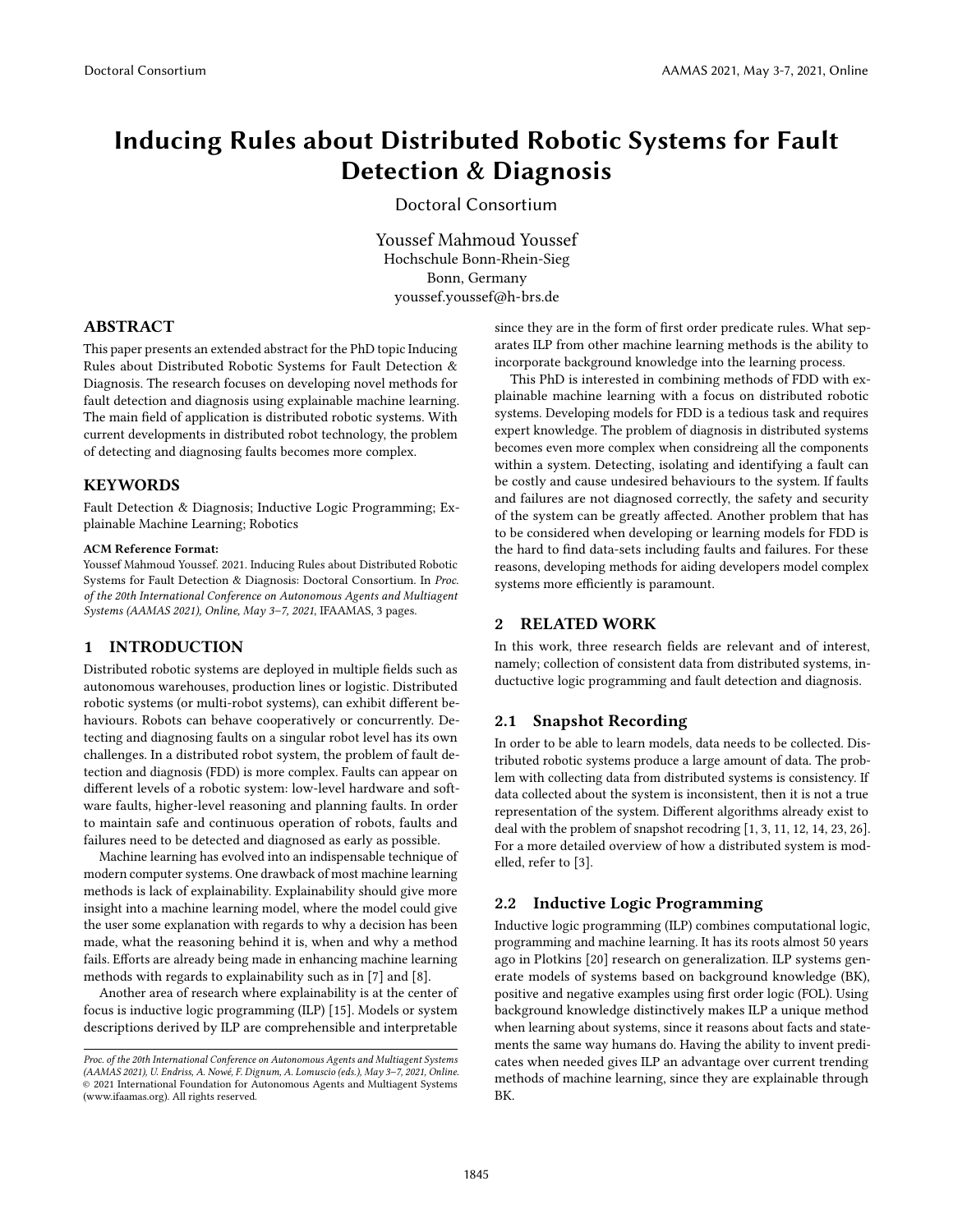# Inducing Rules about Distributed Robotic Systems for Fault Detection & Diagnosis

Doctoral Consortium

Youssef Mahmoud Youssef
Hochschule Bonn-Rhein-Sieg
Bonn, Germany
youssef.youssef@h-brs.de

## ABSTRACT

This paper presents an extended abstract for the PhD topic Inducing Rules about Distributed Robotic Systems for Fault Detection & Diagnosis. The research focuses on developing novel methods for fault detection and diagnosis using explainable machine learning. The main field of application is distributed robotic systems. With current developments in distributed robot technology, the problem of detecting and diagnosing faults becomes more complex.

## KEYWORDS

Fault Detection & Diagnosis; Inductive Logic Programming; Explainable Machine Learning; Robotics

**ACM Reference Format:**
Youssef Mahmoud Youssef. 2021. Inducing Rules about Distributed Robotic Systems for Fault Detection & Diagnosis: Doctoral Consortium. In *Proc. of the 20th International Conference on Autonomous Agents and Multiagent Systems (AAMAS 2021), Online, May 3–7, 2021*, IFAAMAS, 3 pages.

## 1 INTRODUCTION

Distributed robotic systems are deployed in multiple fields such as autonomous warehouses, production lines or logistic. Distributed robotic systems (or multi-robot systems), can exhibit different behaviours. Robots can behave cooperatively or concurrently. Detecting and diagnosing faults on a singular robot level has its own challenges. In a distributed robot system, the problem of fault detection and diagnosis (FDD) is more complex. Faults can appear on different levels of a robotic system: low-level hardware and software faults, higher-level reasoning and planning faults. In order to maintain safe and continuous operation of robots, faults and failures need to be detected and diagnosed as early as possible.

Machine learning has evolved into an indispensable technique of modern computer systems. One drawback of most machine learning methods is lack of explainability. Explainability should give more insight into a machine learning model, where the model could give the user some explanation with regards to why a decision has been made, what the reasoning behind it is, when and why a method fails. Efforts are already being made in enhancing machine learning methods with regards to explainability such as in [7] and [8].

Another area of research where explainability is at the center of focus is inductive logic programming (ILP) [15]. Models or system descriptions derived by ILP are comprehensible and interpretable since they are in the form of first order predicate rules. What separates ILP from other machine learning methods is the ability to incorporate background knowledge into the learning process.

This PhD is interested in combining methods of FDD with explainable machine learning with a focus on distributed robotic systems. Developing models for FDD is a tedious task and requires expert knowledge. The problem of diagnosis in distributed systems becomes even more complex when considreing all the components within a system. Detecting, isolating and identifying a fault can be costly and cause undesired behaviours to the system. If faults and failures are not diagnosed correctly, the safety and security of the system can be greatly affected. Another problem that has to be considered when developing or learning models for FDD is the hard to find data-sets including faults and failures. For these reasons, developing methods for aiding developers model complex systems more efficiently is paramount.

## 2 RELATED WORK

In this work, three research fields are relevant and of interest, namely; collection of consistent data from distributed systems, inductuctive logic programming and fault detection and diagnosis.

### 2.1 Snapshot Recording

In order to be able to learn models, data needs to be collected. Distributed robotic systems produce a large amount of data. The problem with collecting data from distributed systems is consistency. If data collected about the system is inconsistent, then it is not a true representation of the system. Different algorithms already exist to deal with the problem of snapshot recodring [1, 3, 11, 12, 14, 23, 26]. For a more detailed overview of how a distributed system is modelled, refer to [3].

### 2.2 Inductive Logic Programming

Inductive logic programming (ILP) combines computational logic, programming and machine learning. It has its roots almost 50 years ago in Plotkins [20] research on generalization. ILP systems generate models of systems based on background knowledge (BK), positive and negative examples using first order logic (FOL). Using background knowledge distinctively makes ILP a unique method when learning about systems, since it reasons about facts and statements the same way humans do. Having the ability to invent predicates when needed gives ILP an advantage over current trending methods of machine learning, since they are explainable through BK.

*Proc. of the 20th International Conference on Autonomous Agents and Multiagent Systems (AAMAS 2021), U. Endriss, A. Nowé, F. Dignum, A. Lomuscio (eds.), May 3–7, 2021, Online.* © 2021 International Foundation for Autonomous Agents and Multiagent Systems (www.ifaamas.org). All rights reserved.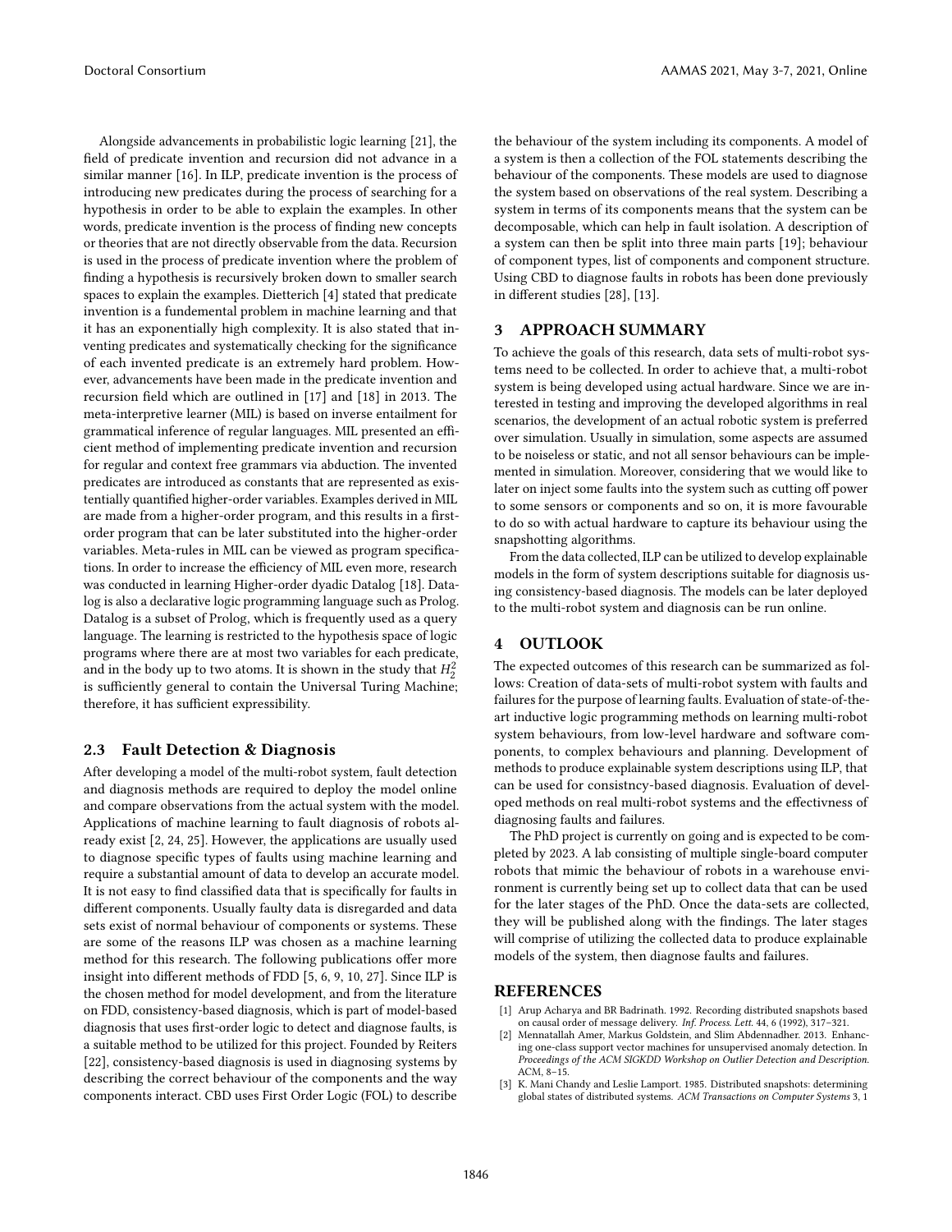Alongside advancements in probabilistic logic learning [21], the field of predicate invention and recursion did not advance in a similar manner [16]. In ILP, predicate invention is the process of introducing new predicates during the process of searching for a hypothesis in order to be able to explain the examples. In other words, predicate invention is the process of finding new concepts or theories that are not directly observable from the data. Recursion is used in the process of predicate invention where the problem of finding a hypothesis is recursively broken down to smaller search spaces to explain the examples. Dietterich [4] stated that predicate invention is a fundemental problem in machine learning and that it has an exponentially high complexity. It is also stated that inventing predicates and systematically checking for the significance of each invented predicate is an extremely hard problem. However, advancements have been made in the predicate invention and recursion field which are outlined in [17] and [18] in 2013. The meta-interpretive learner (MIL) is based on inverse entailment for grammatical inference of regular languages. MIL presented an efficient method of implementing predicate invention and recursion for regular and context free grammars via abduction. The invented predicates are introduced as constants that are represented as existentially quantified higher-order variables. Examples derived in MIL are made from a higher-order program, and this results in a first-order program that can be later substituted into the higher-order variables. Meta-rules in MIL can be viewed as program specifications. In order to increase the efficiency of MIL even more, research was conducted in learning Higher-order dyadic Datalog [18]. Datalog is also a declarative logic programming language such as Prolog. Datalog is a subset of Prolog, which is frequently used as a query language. The learning is restricted to the hypothesis space of logic programs where there are at most two variables for each predicate, and in the body up to two atoms. It is shown in the study that $H_2^2$ is sufficiently general to contain the Universal Turing Machine; therefore, it has sufficient expressibility.

### 2.3 Fault Detection & Diagnosis

After developing a model of the multi-robot system, fault detection and diagnosis methods are required to deploy the model online and compare observations from the actual system with the model. Applications of machine learning to fault diagnosis of robots already exist [2, 24, 25]. However, the applications are usually used to diagnose specific types of faults using machine learning and require a substantial amount of data to develop an accurate model. It is not easy to find classified data that is specifically for faults in different components. Usually faulty data is disregarded and data sets exist of normal behaviour of components or systems. These are some of the reasons ILP was chosen as a machine learning method for this research. The following publications offer more insight into different methods of FDD [5, 6, 9, 10, 27]. Since ILP is the chosen method for model development, and from the literature on FDD, consistency-based diagnosis, which is part of model-based diagnosis that uses first-order logic to detect and diagnose faults, is a suitable method to be utilized for this project. Founded by Reiters [22], consistency-based diagnosis is used in diagnosing systems by describing the correct behaviour of the components and the way components interact. CBD uses First Order Logic (FOL) to describe the behaviour of the system including its components. A model of a system is then a collection of the FOL statements describing the behaviour of the components. These models are used to diagnose the system based on observations of the real system. Describing a system in terms of its components means that the system can be decomposable, which can help in fault isolation. A description of a system can then be split into three main parts [19]; behaviour of component types, list of components and component structure. Using CBD to diagnose faults in robots has been done previously in different studies [28], [13].

## 3 APPROACH SUMMARY

To achieve the goals of this research, data sets of multi-robot systems need to be collected. In order to achieve that, a multi-robot system is being developed using actual hardware. Since we are interested in testing and improving the developed algorithms in real scenarios, the development of an actual robotic system is preferred over simulation. Usually in simulation, some aspects are assumed to be noiseless or static, and not all sensor behaviours can be implemented in simulation. Moreover, considering that we would like to later on inject some faults into the system such as cutting off power to some sensors or components and so on, it is more favourable to do so with actual hardware to capture its behaviour using the snapshotting algorithms.

From the data collected, ILP can be utilized to develop explainable models in the form of system descriptions suitable for diagnosis using consistency-based diagnosis. The models can be later deployed to the multi-robot system and diagnosis can be run online.

## 4 OUTLOOK

The expected outcomes of this research can be summarized as follows: Creation of data-sets of multi-robot system with faults and failures for the purpose of learning faults. Evaluation of state-of-the-art inductive logic programming methods on learning multi-robot system behaviours, from low-level hardware and software components, to complex behaviours and planning. Development of methods to produce explainable system descriptions using ILP, that can be used for consistncy-based diagnosis. Evaluation of developed methods on real multi-robot systems and the effectivness of diagnosing faults and failures.

The PhD project is currently on going and is expected to be completed by 2023. A lab consisting of multiple single-board computer robots that mimic the behaviour of robots in a warehouse environment is currently being set up to collect data that can be used for the later stages of the PhD. Once the data-sets are collected, they will be published along with the findings. The later stages will comprise of utilizing the collected data to produce explainable models of the system, then diagnose faults and failures.

## REFERENCES

[1] Arup Acharya and BR Badrinath. 1992. Recording distributed snapshots based on causal order of message delivery. *Inf. Process. Lett.* 44, 6 (1992), 317–321.

[2] Mennatallah Amer, Markus Goldstein, and Slim Abdennadher. 2013. Enhancing one-class support vector machines for unsupervised anomaly detection. In *Proceedings of the ACM SIGKDD Workshop on Outlier Detection and Description*. ACM, 8–15.

[3] K. Mani Chandy and Leslie Lamport. 1985. Distributed snapshots: determining global states of distributed systems. *ACM Transactions on Computer Systems* 3, 1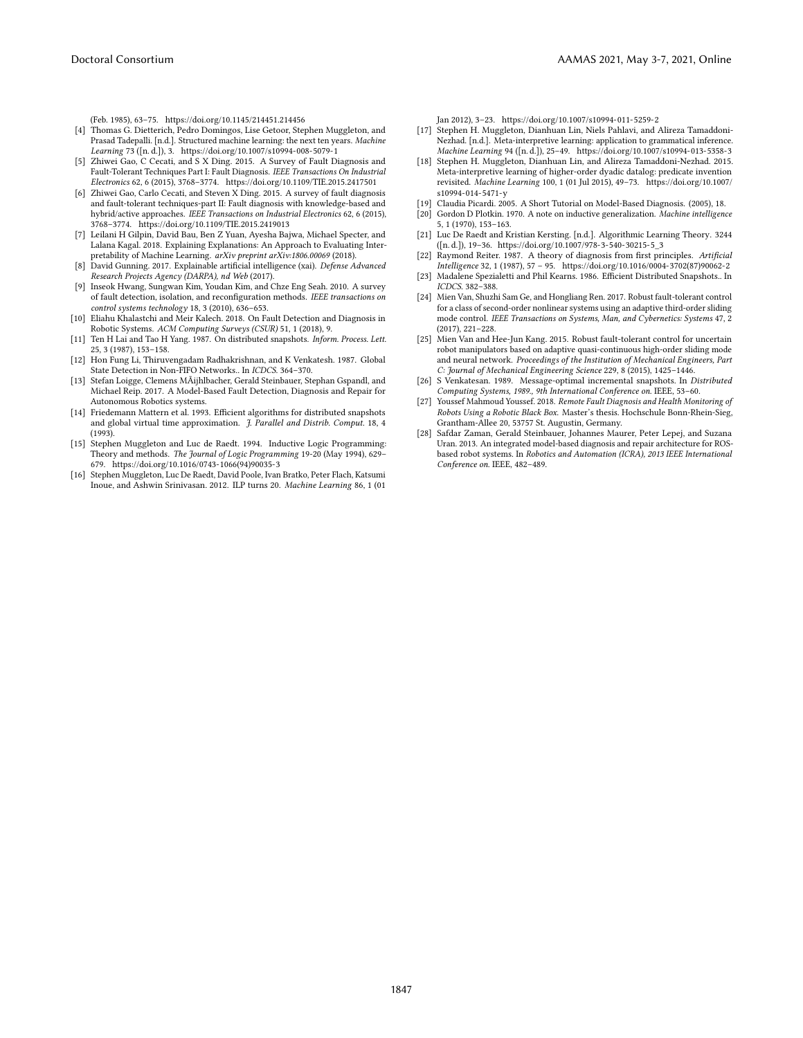(Feb. 1985), 63–75. https://doi.org/10.1145/214451.214456

[4] Thomas G. Dietterich, Pedro Domingos, Lise Getoor, Stephen Muggleton, and Prasad Tadepalli. [n.d.]. Structured machine learning: the next ten years. *Machine Learning* 73 ([n. d.]), 3. https://doi.org/10.1007/s10994-008-5079-1

[5] Zhiwei Gao, C Cecati, and S X Ding. 2015. A Survey of Fault Diagnosis and Fault-Tolerant Techniques Part I: Fault Diagnosis. *IEEE Transactions On Industrial Electronics* 62, 6 (2015), 3768–3774. https://doi.org/10.1109/TIE.2015.2417501

[6] Zhiwei Gao, Carlo Cecati, and Steven X Ding. 2015. A survey of fault diagnosis and fault-tolerant techniques-part II: Fault diagnosis with knowledge-based and hybrid/active approaches. *IEEE Transactions on Industrial Electronics* 62, 6 (2015), 3768–3774. https://doi.org/10.1109/TIE.2015.2419013

[7] Leilani H Gilpin, David Bau, Ben Z Yuan, Ayesha Bajwa, Michael Specter, and Lalana Kagal. 2018. Explaining Explanations: An Approach to Evaluating Interpretability of Machine Learning. *arXiv preprint arXiv:1806.00069* (2018).

[8] David Gunning. 2017. Explainable artificial intelligence (xai). *Defense Advanced Research Projects Agency (DARPA), nd Web* (2017).

[9] Inseok Hwang, Sungwan Kim, Youdan Kim, and Chze Eng Seah. 2010. A survey of fault detection, isolation, and reconfiguration methods. *IEEE transactions on control systems technology* 18, 3 (2010), 636–653.

[10] Eliahu Khalastchi and Meir Kalech. 2018. On Fault Detection and Diagnosis in Robotic Systems. *ACM Computing Surveys (CSUR)* 51, 1 (2018), 9.

[11] Ten H Lai and Tao H Yang. 1987. On distributed snapshots. *Inform. Process. Lett.* 25, 3 (1987), 153–158.

[12] Hon Fung Li, Thiruvengadam Radhakrishnan, and K Venkatesh. 1987. Global State Detection in Non-FIFO Networks.. In *ICDCS*. 364–370.

[13] Stefan Loigge, Clemens MÃijhlbacher, Gerald Steinbauer, Stephan Gspandl, and Michael Reip. 2017. A Model-Based Fault Detection, Diagnosis and Repair for Autonomous Robotics systems.

[14] Friedemann Mattern et al. 1993. Efficient algorithms for distributed snapshots and global virtual time approximation. *J. Parallel and Distrib. Comput.* 18, 4 (1993).

[15] Stephen Muggleton and Luc de Raedt. 1994. Inductive Logic Programming: Theory and methods. *The Journal of Logic Programming* 19-20 (May 1994), 629–679. https://doi.org/10.1016/0743-1066(94)90035-3

[16] Stephen Muggleton, Luc De Raedt, David Poole, Ivan Bratko, Peter Flach, Katsumi Inoue, and Ashwin Srinivasan. 2012. ILP turns 20. *Machine Learning* 86, 1 (01 Jan 2012), 3–23. https://doi.org/10.1007/s10994-011-5259-2

[17] Stephen H. Muggleton, Dianhuan Lin, Niels Pahlavi, and Alireza Tamaddoni-Nezhad. [n.d.]. Meta-interpretive learning: application to grammatical inference. *Machine Learning* 94 ([n. d.]), 25–49. https://doi.org/10.1007/s10994-013-5358-3

[18] Stephen H. Muggleton, Dianhuan Lin, and Alireza Tamaddoni-Nezhad. 2015. Meta-interpretive learning of higher-order dyadic datalog: predicate invention revisited. *Machine Learning* 100, 1 (01 Jul 2015), 49–73. https://doi.org/10.1007/s10994-014-5471-y

[19] Claudia Picardi. 2005. A Short Tutorial on Model-Based Diagnosis. (2005), 18.

[20] Gordon D Plotkin. 1970. A note on inductive generalization. *Machine intelligence* 5, 1 (1970), 153–163.

[21] Luc De Raedt and Kristian Kersting. [n.d.]. Algorithmic Learning Theory. 3244 ([n. d.]), 19–36. https://doi.org/10.1007/978-3-540-30215-5_3

[22] Raymond Reiter. 1987. A theory of diagnosis from first principles. *Artificial Intelligence* 32, 1 (1987), 57 – 95. https://doi.org/10.1016/0004-3702(87)90062-2

[23] Madalene Spezialetti and Phil Kearns. 1986. Efficient Distributed Snapshots.. In *ICDCS*. 382–388.

[24] Mien Van, Shuzhi Sam Ge, and Hongliang Ren. 2017. Robust fault-tolerant control for a class of second-order nonlinear systems using an adaptive third-order sliding mode control. *IEEE Transactions on Systems, Man, and Cybernetics: Systems* 47, 2 (2017), 221–228.

[25] Mien Van and Hee-Jun Kang. 2015. Robust fault-tolerant control for uncertain robot manipulators based on adaptive quasi-continuous high-order sliding mode and neural network. *Proceedings of the Institution of Mechanical Engineers, Part C: Journal of Mechanical Engineering Science* 229, 8 (2015), 1425–1446.

[26] S Venkatesan. 1989. Message-optimal incremental snapshots. In *Distributed Computing Systems, 1989., 9th International Conference on*. IEEE, 53–60.

[27] Youssef Mahmoud Youssef. 2018. *Remote Fault Diagnosis and Health Monitoring of Robots Using a Robotic Black Box.* Master's thesis. Hochschule Bonn-Rhein-Sieg, Grantham-Allee 20, 53757 St. Augustin, Germany.

[28] Safdar Zaman, Gerald Steinbauer, Johannes Maurer, Peter Lepej, and Suzana Uran. 2013. An integrated model-based diagnosis and repair architecture for ROS-based robot systems. In *Robotics and Automation (ICRA), 2013 IEEE International Conference on*. IEEE, 482–489.